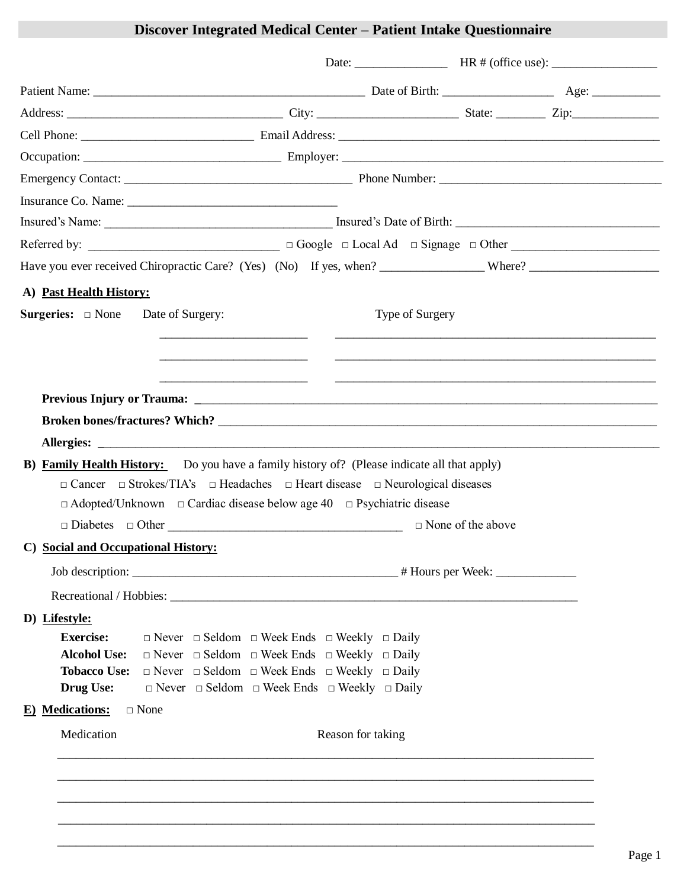# Discover Integrated Medical Center – Patient Intake Questionnaire

Date: _______________ HR # (office use): _________________

Patient Name: ____________________________________________ Date of Birth: __________________ Age: ___________

Address: ___________________________________ City: ______________________ State: ________ Zip:______________

Cell Phone: ____________________________ Email Address: ______________________________________________________

Occupation: ________________________________ Employer: ______________________________________________________

Emergency Contact: ____________________________________ Phone Number: ____________________________________

Insurance Co. Name: __________________________________

Insured's Name: ____________________________________ Insured's Date of Birth: __________________________________

Referred by: _______________________________ □ Google □ Local Ad □ Signage □ Other ________________________

Have you ever received Chiropractic Care? (Yes) (No) If yes, when? ________________ Where? _____________________

## A) Past Health History:

**Surgeries:** □ None Date of Surgery: Type of Surgery

________________________ ______________________________________________________

________________________ ______________________________________________________

________________________ ______________________________________________________

**Previous Injury or Trauma:** ________________________________________________________________________

**Broken bones/fractures? Which?** ___________________________________________________________________

**Allergies:** ________________________________________________________________________________________

## B) Family Health History:

Do you have a family history of? (Please indicate all that apply)

□ Cancer □ Strokes/TIA's □ Headaches □ Heart disease □ Neurological diseases

□ Adopted/Unknown □ Cardiac disease below age 40 □ Psychiatric disease

□ Diabetes □ Other ______________________________________ □ None of the above

## C) Social and Occupational History:

Job description: ___________________________________________ # Hours per Week: _____________

Recreational / Hobbies: ____________________________________________________________________

## D) Lifestyle:

**Exercise:** □ Never □ Seldom □ Week Ends □ Weekly □ Daily

**Alcohol Use:** □ Never □ Seldom □ Week Ends □ Weekly □ Daily

**Tobacco Use:** □ Never □ Seldom □ Week Ends □ Weekly □ Daily

**Drug Use:** □ Never □ Seldom □ Week Ends □ Weekly □ Daily

## E) Medications:

□ None

Medication Reason for taking

_______________________________________________________________________________________

_______________________________________________________________________________________

_______________________________________________________________________________________

_______________________________________________________________________________________

_______________________________________________________________________________________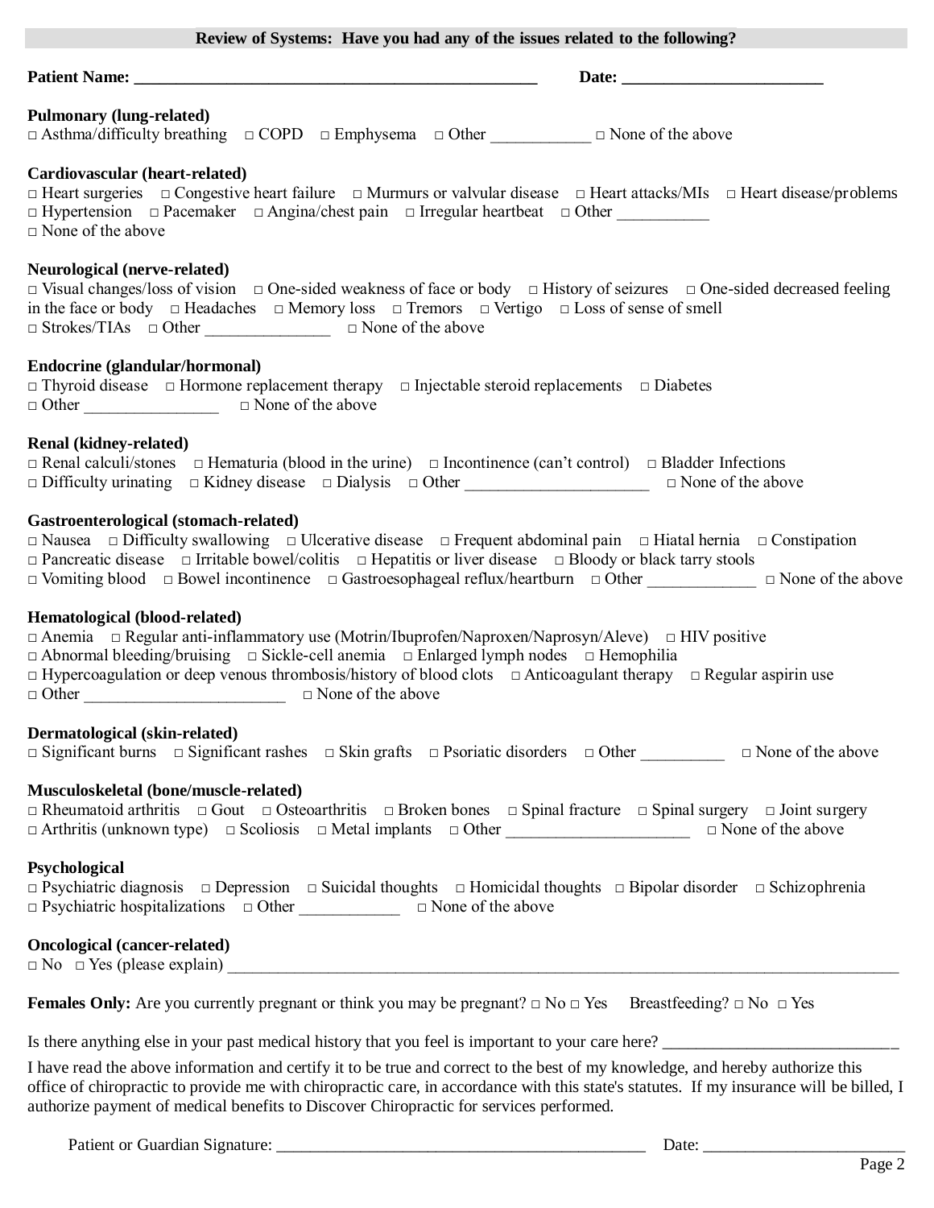## Review of Systems: Have you had any of the issues related to the following?

**Patient Name: ________________________________________________** **Date: ________________________**

**Pulmonary (lung-related)**
□ Asthma/difficulty breathing □ COPD □ Emphysema □ Other ____________ □ None of the above

**Cardiovascular (heart-related)**
□ Heart surgeries □ Congestive heart failure □ Murmurs or valvular disease □ Heart attacks/MIs □ Heart disease/problems
□ Hypertension □ Pacemaker □ Angina/chest pain □ Irregular heartbeat □ Other ___________
□ None of the above

**Neurological (nerve-related)**
□ Visual changes/loss of vision □ One-sided weakness of face or body □ History of seizures □ One-sided decreased feeling in the face or body □ Headaches □ Memory loss □ Tremors □ Vertigo □ Loss of sense of smell
□ Strokes/TIAs □ Other _______________ □ None of the above

**Endocrine (glandular/hormonal)**
□ Thyroid disease □ Hormone replacement therapy □ Injectable steroid replacements □ Diabetes
□ Other ________________ □ None of the above

**Renal (kidney-related)**
□ Renal calculi/stones □ Hematuria (blood in the urine) □ Incontinence (can't control) □ Bladder Infections
□ Difficulty urinating □ Kidney disease □ Dialysis □ Other ______________________ □ None of the above

**Gastroenterological (stomach-related)**
□ Nausea □ Difficulty swallowing □ Ulcerative disease □ Frequent abdominal pain □ Hiatal hernia □ Constipation
□ Pancreatic disease □ Irritable bowel/colitis □ Hepatitis or liver disease □ Bloody or black tarry stools
□ Vomiting blood □ Bowel incontinence □ Gastroesophageal reflux/heartburn □ Other _____________ □ None of the above

**Hematological (blood-related)**
□ Anemia □ Regular anti-inflammatory use (Motrin/Ibuprofen/Naproxen/Naprosyn/Aleve) □ HIV positive
□ Abnormal bleeding/bruising □ Sickle-cell anemia □ Enlarged lymph nodes □ Hemophilia
□ Hypercoagulation or deep venous thrombosis/history of blood clots □ Anticoagulant therapy □ Regular aspirin use
□ Other ________________________ □ None of the above

**Dermatological (skin-related)**
□ Significant burns □ Significant rashes □ Skin grafts □ Psoriatic disorders □ Other __________ □ None of the above

**Musculoskeletal (bone/muscle-related)**
□ Rheumatoid arthritis □ Gout □ Osteoarthritis □ Broken bones □ Spinal fracture □ Spinal surgery □ Joint surgery
□ Arthritis (unknown type) □ Scoliosis □ Metal implants □ Other ______________________ □ None of the above

**Psychological**
□ Psychiatric diagnosis □ Depression □ Suicidal thoughts □ Homicidal thoughts □ Bipolar disorder □ Schizophrenia
□ Psychiatric hospitalizations □ Other ____________ □ None of the above

**Oncological (cancer-related)**
□ No □ Yes (please explain) ______________________________________________________________________________

**Females Only:** Are you currently pregnant or think you may be pregnant? □ No □ Yes Breastfeeding? □ No □ Yes

Is there anything else in your past medical history that you feel is important to your care here? ____________________________

I have read the above information and certify it to be true and correct to the best of my knowledge, and hereby authorize this office of chiropractic to provide me with chiropractic care, in accordance with this state's statutes. If my insurance will be billed, I authorize payment of medical benefits to Discover Chiropractic for services performed.

Patient or Guardian Signature: ______________________________________________ Date: _________________________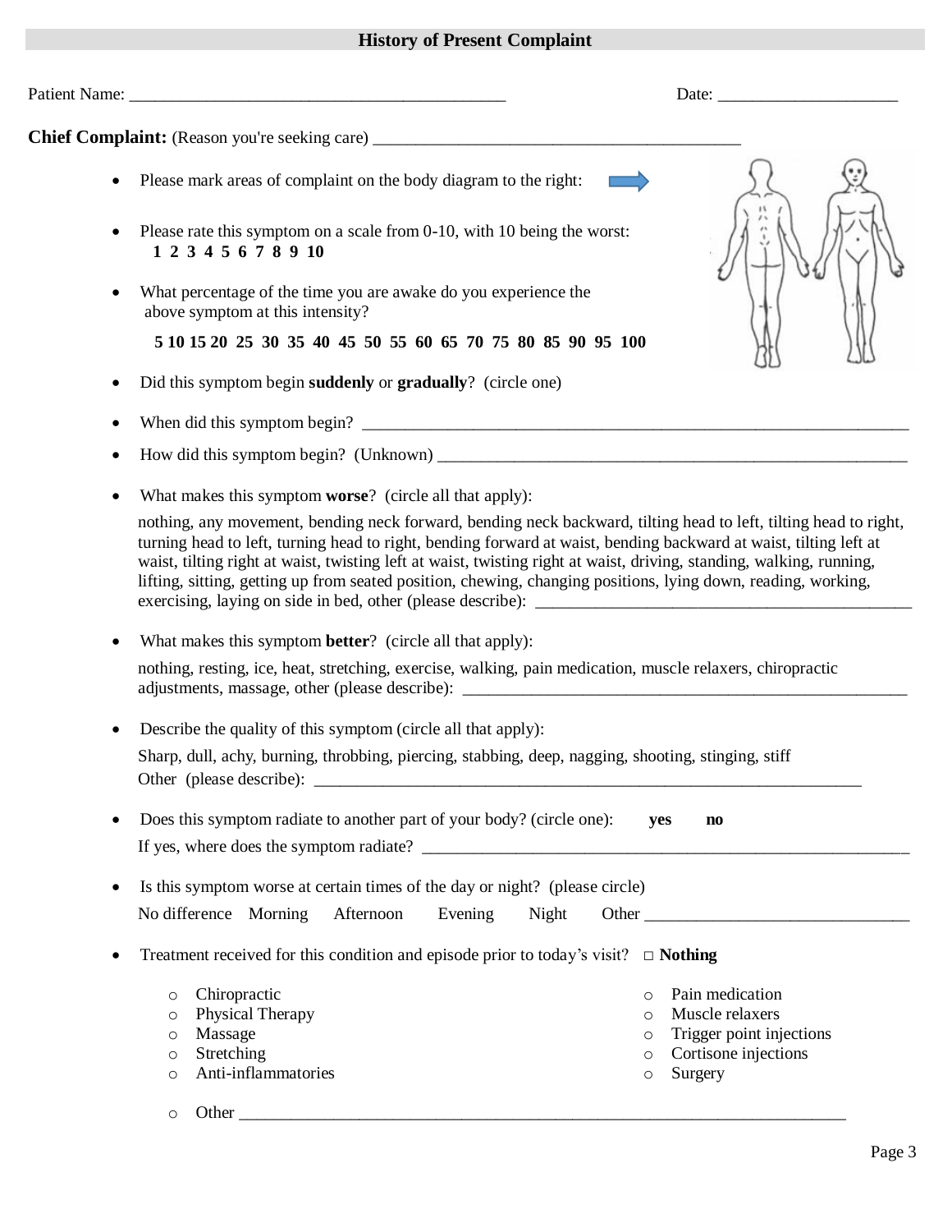## History of Present Complaint

Patient Name: ____________________________________________ Date: _____________________

**Chief Complaint:** (Reason you're seeking care) ____________________________________________

- Please mark areas of complaint on the body diagram to the right:

- Please rate this symptom on a scale from 0-10, with 10 being the worst:
  **1 2 3 4 5 6 7 8 9 10**

- What percentage of the time you are awake do you experience the above symptom at this intensity?

  **5 10 15 20 25 30 35 40 45 50 55 60 65 70 75 80 85 90 95 100**

- Did this symptom begin **suddenly** or **gradually**? (circle one)

- When did this symptom begin? ____________________________________________________________________

- How did this symptom begin? (Unknown) ____________________________________________________________

- What makes this symptom **worse**? (circle all that apply):

  nothing, any movement, bending neck forward, bending neck backward, tilting head to left, tilting head to right, turning head to left, turning head to right, bending forward at waist, bending backward at waist, tilting left at waist, tilting right at waist, twisting left at waist, twisting right at waist, driving, standing, walking, running, lifting, sitting, getting up from seated position, chewing, changing positions, lying down, reading, working, exercising, laying on side in bed, other (please describe): _____________________________________________

- What makes this symptom **better**? (circle all that apply):

  nothing, resting, ice, heat, stretching, exercise, walking, pain medication, muscle relaxers, chiropractic adjustments, massage, other (please describe): ______________________________________________________

- Describe the quality of this symptom (circle all that apply):

  Sharp, dull, achy, burning, throbbing, piercing, stabbing, deep, nagging, shooting, stinging, stiff
  Other (please describe): ____________________________________________________________________

- Does this symptom radiate to another part of your body? (circle one): **yes** **no**

  If yes, where does the symptom radiate? ____________________________________________________________

- Is this symptom worse at certain times of the day or night? (please circle)

  No difference Morning Afternoon Evening Night Other ________________________________

- Treatment received for this condition and episode prior to today's visit? □ **Nothing**

  - Chiropractic
  - Physical Therapy
  - Massage
  - Stretching
  - Anti-inflammatories
  - Pain medication
  - Muscle relaxers
  - Trigger point injections
  - Cortisone injections
  - Surgery

  - Other ____________________________________________________________________________